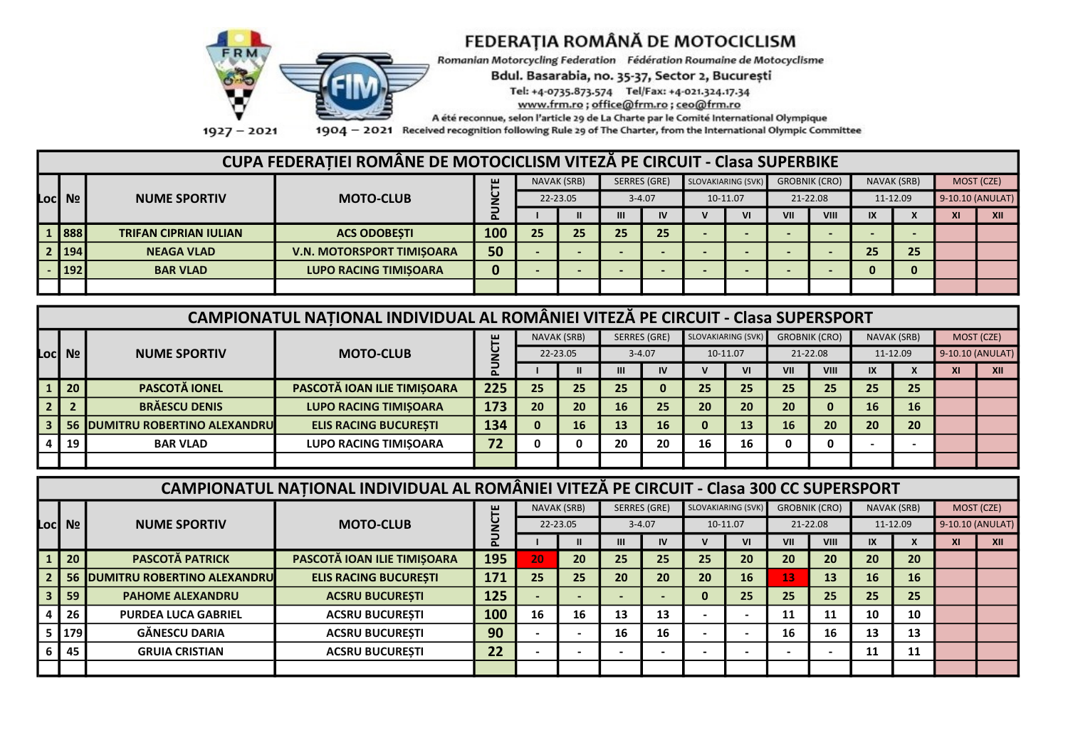# FEDERAȚIA ROMÂNĂ DE MOTOCICLISM

Romanian Motorcycling Federation    Fédération Roumaine de Motocyclisme

Bdul. Basarabia, no. 35-37, Sector 2, București

Tel: +4-0735.873.574    Tel/Fax: +4-021.324.17.34

www.frm.ro ; office@frm.ro ; ceo@frm.ro

A été reconnue, selon l'article 29 de La Charte par le Comité International Olympique

1927 – 2021    1904 – 2021    Received recognition following Rule 29 of The Charter, from the International Olympic Committee

## CUPA FEDERAȚIEI ROMÂNE DE MOTOCICLISM VITEZĂ PE CIRCUIT - Clasa SUPERBIKE

| Loc | № | NUME SPORTIV | MOTO-CLUB | PUNCTE | NAVAK (SRB) | | SERRES (GRE) | | SLOVAKIARING (SVK) | | GROBNIK (CRO) | | NAVAK (SRB) | | MOST (CZE) | |
|---|---|---|---|---|---|---|---|---|---|---|---|---|---|---|---|---|
| | | | | | 22-23.05 | | 3-4.07 | | 10-11.07 | | 21-22.08 | | 11-12.09 | | 9-10.10 (ANULAT) | |
| | | | | | I | II | III | IV | V | VI | VII | VIII | IX | X | XI | XII |
| 1 | 888 | TRIFAN CIPRIAN IULIAN | ACS ODOBEȘTI | 100 | 25 | 25 | 25 | 25 | - | - | - | - | - | - | | |
| 2 | 194 | NEAGA VLAD | V.N. MOTORSPORT TIMIȘOARA | 50 | - | - | - | - | - | - | - | - | 25 | 25 | | |
| - | 192 | BAR VLAD | LUPO RACING TIMIȘOARA | 0 | - | - | - | - | - | - | - | - | 0 | 0 | | |

## CAMPIONATUL NAȚIONAL INDIVIDUAL AL ROMÂNIEI VITEZĂ PE CIRCUIT - Clasa SUPERSPORT

| Loc | № | NUME SPORTIV | MOTO-CLUB | PUNCTE | NAVAK (SRB) | | SERRES (GRE) | | SLOVAKIARING (SVK) | | GROBNIK (CRO) | | NAVAK (SRB) | | MOST (CZE) | |
|---|---|---|---|---|---|---|---|---|---|---|---|---|---|---|---|---|
| | | | | | 22-23.05 | | 3-4.07 | | 10-11.07 | | 21-22.08 | | 11-12.09 | | 9-10.10 (ANULAT) | |
| | | | | | I | II | III | IV | V | VI | VII | VIII | IX | X | XI | XII |
| 1 | 20 | PASCOTĂ IONEL | PASCOTĂ IOAN ILIE TIMIȘOARA | 225 | 25 | 25 | 25 | 0 | 25 | 25 | 25 | 25 | 25 | 25 | | |
| 2 | 2 | BRĂESCU DENIS | LUPO RACING TIMIȘOARA | 173 | 20 | 20 | 16 | 25 | 20 | 20 | 20 | 0 | 16 | 16 | | |
| 3 | 56 | DUMITRU ROBERTINO ALEXANDRU | ELIS RACING BUCUREȘTI | 134 | 0 | 16 | 13 | 16 | 0 | 13 | 16 | 20 | 20 | 20 | | |
| 4 | 19 | BAR VLAD | LUPO RACING TIMIȘOARA | 72 | 0 | 0 | 20 | 20 | 16 | 16 | 0 | 0 | - | - | | |

## CAMPIONATUL NAȚIONAL INDIVIDUAL AL ROMÂNIEI VITEZĂ PE CIRCUIT - Clasa 300 CC SUPERSPORT

| Loc | № | NUME SPORTIV | MOTO-CLUB | PUNCTE | NAVAK (SRB) | | SERRES (GRE) | | SLOVAKIARING (SVK) | | GROBNIK (CRO) | | NAVAK (SRB) | | MOST (CZE) | |
|---|---|---|---|---|---|---|---|---|---|---|---|---|---|---|---|---|
| | | | | | 22-23.05 | | 3-4.07 | | 10-11.07 | | 21-22.08 | | 11-12.09 | | 9-10.10 (ANULAT) | |
| | | | | | I | II | III | IV | V | VI | VII | VIII | IX | X | XI | XII |
| 1 | 20 | PASCOTĂ PATRICK | PASCOTĂ IOAN ILIE TIMIȘOARA | 195 | 20 | 20 | 25 | 25 | 25 | 20 | 20 | 20 | 20 | 20 | | |
| 2 | 56 | DUMITRU ROBERTINO ALEXANDRU | ELIS RACING BUCUREȘTI | 171 | 25 | 25 | 20 | 20 | 20 | 16 | 13 | 13 | 16 | 16 | | |
| 3 | 59 | PAHOME ALEXANDRU | ACSRU BUCUREȘTI | 125 | - | - | - | - | 0 | 25 | 25 | 25 | 25 | 25 | | |
| 4 | 26 | PURDEA LUCA GABRIEL | ACSRU BUCUREȘTI | 100 | 16 | 16 | 13 | 13 | - | - | 11 | 11 | 10 | 10 | | |
| 5 | 179 | GĂNESCU DARIA | ACSRU BUCUREȘTI | 90 | - | - | 16 | 16 | - | - | 16 | 16 | 13 | 13 | | |
| 6 | 45 | GRUIA CRISTIAN | ACSRU BUCUREȘTI | 22 | - | - | - | - | - | - | - | - | 11 | 11 | | |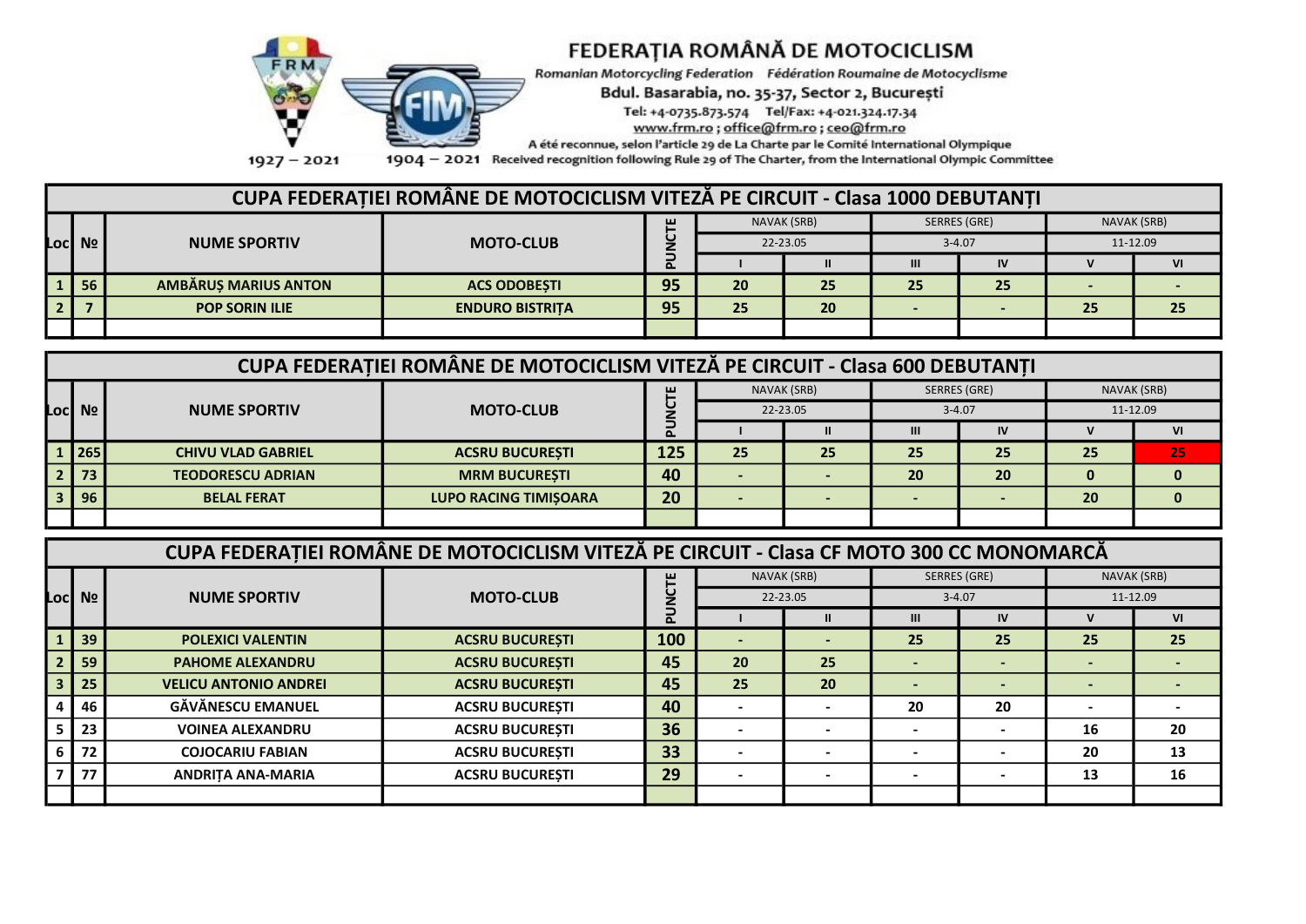# FEDERAȚIA ROMÂNĂ DE MOTOCICLISM

*Romanian Motorcycling Federation* *Fédération Roumaine de Motocyclisme*

Bdul. Basarabia, no. 35-37, Sector 2, București

Tel: +4-0735.873.574 Tel/Fax: +4-021.324.17.34

www.frm.ro ; office@frm.ro ; ceo@frm.ro

A été reconnue, selon l'article 29 de La Charte par le Comité International Olympique

Received recognition following Rule 29 of The Charter, from the International Olympic Committee

1927 – 2021 1904 – 2021

## CUPA FEDERAȚIEI ROMÂNE DE MOTOCICLISM VITEZĂ PE CIRCUIT - Clasa 1000 DEBUTANȚI

| Loc | № | NUME SPORTIV | MOTO-CLUB | PUNCTE | NAVAK (SRB) | | SERRES (GRE) | | NAVAK (SRB) | |
|---|---|---|---|---|---|---|---|---|---|---|
| | | | | | 22-23.05 | | 3-4.07 | | 11-12.09 | |
| | | | | | I | II | III | IV | V | VI |
| 1 | 56 | AMBĂRUȘ MARIUS ANTON | ACS ODOBEȘTI | 95 | 20 | 25 | 25 | 25 | - | - |
| 2 | 7 | POP SORIN ILIE | ENDURO BISTRIȚA | 95 | 25 | 20 | - | - | 25 | 25 |

## CUPA FEDERAȚIEI ROMÂNE DE MOTOCICLISM VITEZĂ PE CIRCUIT - Clasa 600 DEBUTANȚI

| Loc | № | NUME SPORTIV | MOTO-CLUB | PUNCTE | NAVAK (SRB) | | SERRES (GRE) | | NAVAK (SRB) | |
|---|---|---|---|---|---|---|---|---|---|---|
| | | | | | 22-23.05 | | 3-4.07 | | 11-12.09 | |
| | | | | | I | II | III | IV | V | VI |
| 1 | 265 | CHIVU VLAD GABRIEL | ACSRU BUCUREȘTI | 125 | 25 | 25 | 25 | 25 | 25 | 25 |
| 2 | 73 | TEODORESCU ADRIAN | MRM BUCUREȘTI | 40 | - | - | 20 | 20 | 0 | 0 |
| 3 | 96 | BELAL FERAT | LUPO RACING TIMIȘOARA | 20 | - | - | - | - | 20 | 0 |

## CUPA FEDERAȚIEI ROMÂNE DE MOTOCICLISM VITEZĂ PE CIRCUIT - Clasa CF MOTO 300 CC MONOMARCĂ

| Loc | № | NUME SPORTIV | MOTO-CLUB | PUNCTE | NAVAK (SRB) | | SERRES (GRE) | | NAVAK (SRB) | |
|---|---|---|---|---|---|---|---|---|---|---|
| | | | | | 22-23.05 | | 3-4.07 | | 11-12.09 | |
| | | | | | I | II | III | IV | V | VI |
| 1 | 39 | POLEXICI VALENTIN | ACSRU BUCUREȘTI | 100 | - | - | 25 | 25 | 25 | 25 |
| 2 | 59 | PAHOME ALEXANDRU | ACSRU BUCUREȘTI | 45 | 20 | 25 | - | - | - | - |
| 3 | 25 | VELICU ANTONIO ANDREI | ACSRU BUCUREȘTI | 45 | 25 | 20 | - | - | - | - |
| 4 | 46 | GĂVĂNESCU EMANUEL | ACSRU BUCUREȘTI | 40 | - | - | 20 | 20 | - | - |
| 5 | 23 | VOINEA ALEXANDRU | ACSRU BUCUREȘTI | 36 | - | - | - | - | 16 | 20 |
| 6 | 72 | COJOCARIU FABIAN | ACSRU BUCUREȘTI | 33 | - | - | - | - | 20 | 13 |
| 7 | 77 | ANDRIȚA ANA-MARIA | ACSRU BUCUREȘTI | 29 | - | - | - | - | 13 | 16 |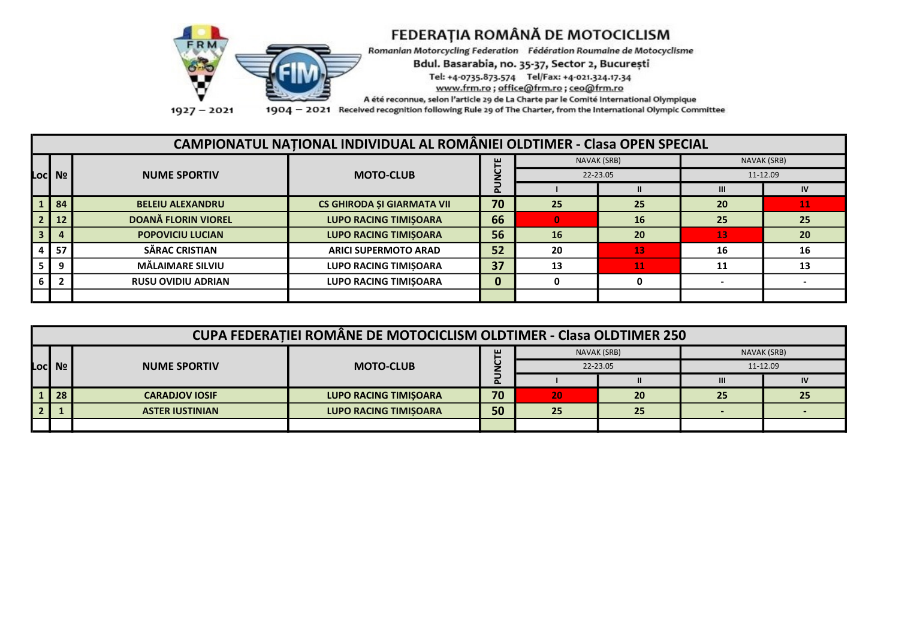# FEDERAȚIA ROMÂNĂ DE MOTOCICLISM

Romanian Motorcycling Federation Fédération Roumaine de Motocyclisme

Bdul. Basarabia, no. 35-37, Sector 2, București

Tel: +4-0735.873.574 Tel/Fax: +4-021.324.17.34

www.frm.ro ; office@frm.ro ; ceo@frm.ro

A été reconnue, selon l'article 29 de La Charte par le Comité International Olympique

Received recognition following Rule 29 of The Charter, from the International Olympic Committee

FRM 1927 – 2021 FIM 1904 – 2021

## CAMPIONATUL NAȚIONAL INDIVIDUAL AL ROMÂNIEI OLDTIMER - Clasa OPEN SPECIAL

| Loc | № | NUME SPORTIV | MOTO-CLUB | PUNCTE | NAVAK (SRB) | | NAVAK (SRB) | |
|---|---|---|---|---|---|---|---|---|
| | | | | | 22-23.05 | | 11-12.09 | |
| | | | | | I | II | III | IV |
| 1 | 84 | BELEIU ALEXANDRU | CS GHIRODA ȘI GIARMATA VII | 70 | 25 | 25 | 20 | 11 |
| 2 | 12 | DOANĂ FLORIN VIOREL | LUPO RACING TIMIȘOARA | 66 | 0 | 16 | 25 | 25 |
| 3 | 4 | POPOVICIU LUCIAN | LUPO RACING TIMIȘOARA | 56 | 16 | 20 | 13 | 20 |
| 4 | 57 | SĂRAC CRISTIAN | ARICI SUPERMOTO ARAD | 52 | 20 | 13 | 16 | 16 |
| 5 | 9 | MĂLAIMARE SILVIU | LUPO RACING TIMIȘOARA | 37 | 13 | 11 | 11 | 13 |
| 6 | 2 | RUSU OVIDIU ADRIAN | LUPO RACING TIMIȘOARA | 0 | 0 | 0 | - | - |

## CUPA FEDERAȚIEI ROMÂNE DE MOTOCICLISM OLDTIMER - Clasa OLDTIMER 250

| Loc | № | NUME SPORTIV | MOTO-CLUB | PUNCTE | NAVAK (SRB) | | NAVAK (SRB) | |
|---|---|---|---|---|---|---|---|---|
| | | | | | 22-23.05 | | 11-12.09 | |
| | | | | | I | II | III | IV |
| 1 | 28 | CARADJOV IOSIF | LUPO RACING TIMIȘOARA | 70 | 20 | 20 | 25 | 25 |
| 2 | 1 | ASTER IUSTINIAN | LUPO RACING TIMIȘOARA | 50 | 25 | 25 | - | - |